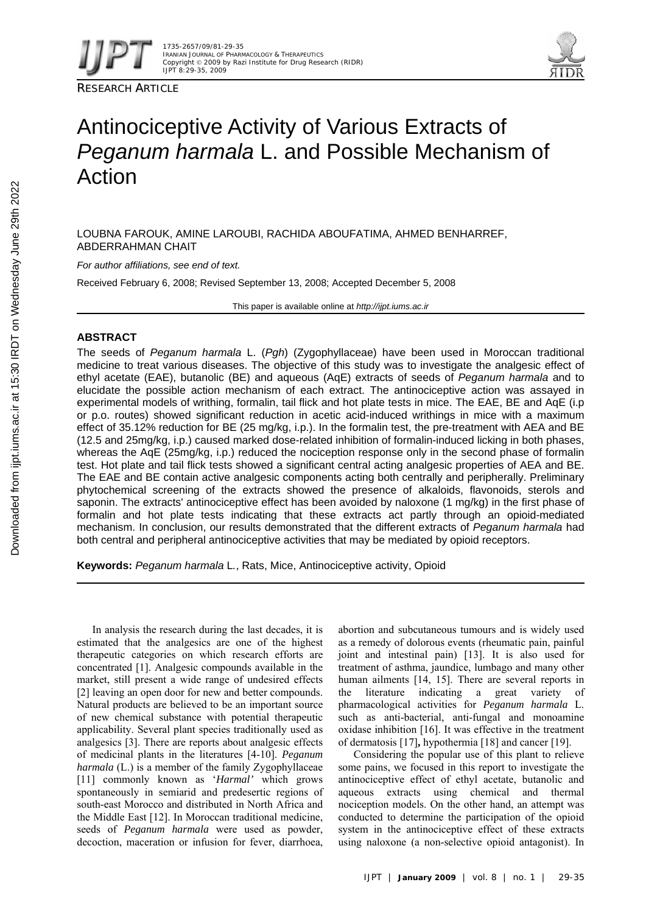RESEARCH ARTICLE

# Antinociceptive Activity of Various Extracts of *Peganum harmala* L. and Possible Mechanism of Action

LOUBNA FAROUK, AMINE LAROUBI, RACHIDA ABOUFATIMA, AHMED BENHARREF, ABDERRAHMAN CHAIT

*For author affiliations, see end of text.*

Received February 6, 2008; Revised September 13, 2008; Accepted December 5, 2008

This paper is available online at *http://ijpt.iums.ac.ir*

## ABSTRACT

The seeds of *Peganum harmala* L. (*Pgh*) (Zygophyllaceae) have been used in Moroccan traditional medicine to treat various diseases. The objective of this study was to investigate the analgesic effect of ethyl acetate (EAE), butanolic (BE) and aqueous (AqE) extracts of seeds of *Peganum harmala* and to elucidate the possible action mechanism of each extract. The antinociceptive action was assayed in experimental models of writhing, formalin, tail flick and hot plate tests in mice. The EAE, BE and AqE (i.p or p.o. routes) showed significant reduction in acetic acid-induced writhings in mice with a maximum effect of 35.12% reduction for BE (25 mg/kg, i.p.). In the formalin test, the pre-treatment with AEA and BE (12.5 and 25mg/kg, i.p.) caused marked dose-related inhibition of formalin-induced licking in both phases, whereas the AqE (25mg/kg, i.p.) reduced the nociception response only in the second phase of formalin test. Hot plate and tail flick tests showed a significant central acting analgesic properties of AEA and BE. The EAE and BE contain active analgesic components acting both centrally and peripherally. Preliminary phytochemical screening of the extracts showed the presence of alkaloids, flavonoids, sterols and saponin. The extracts' antinociceptive effect has been avoided by naloxone (1 mg/kg) in the first phase of formalin and hot plate tests indicating that these extracts act partly through an opioid-mediated mechanism. In conclusion, our results demonstrated that the different extracts of *Peganum harmala* had both central and peripheral antinociceptive activities that may be mediated by opioid receptors.

**Keywords:** *Peganum harmala* L., Rats, Mice, Antinociceptive activity, Opioid

In analysis the research during the last decades, it is estimated that the analgesics are one of the highest therapeutic categories on which research efforts are concentrated [1]. Analgesic compounds available in the market, still present a wide range of undesired effects [2] leaving an open door for new and better compounds. Natural products are believed to be an important source of new chemical substance with potential therapeutic applicability. Several plant species traditionally used as analgesics [3]. There are reports about analgesic effects of medicinal plants in the literatures [4-10]. *Peganum harmala* (L.) is a member of the family Zygophyllaceae [11] commonly known as '*Harmal'* which grows spontaneously in semiarid and predesertic regions of south-east Morocco and distributed in North Africa and the Middle East [12]. In Moroccan traditional medicine, seeds of *Peganum harmala* were used as powder, decoction, maceration or infusion for fever, diarrhoea, abortion and subcutaneous tumours and is widely used as a remedy of dolorous events (rheumatic pain, painful joint and intestinal pain) [13]. It is also used for treatment of asthma, jaundice, lumbago and many other human ailments [14, 15]. There are several reports in the literature indicating a great variety of pharmacological activities for *Peganum harmala* L. such as anti-bacterial, anti-fungal and monoamine oxidase inhibition [16]. It was effective in the treatment of dermatosis [17]**,** hypothermia [18] and cancer [19].

Considering the popular use of this plant to relieve some pains, we focused in this report to investigate the antinociceptive effect of ethyl acetate, butanolic and aqueous extracts using chemical and thermal nociception models. On the other hand, an attempt was conducted to determine the participation of the opioid system in the antinociceptive effect of these extracts using naloxone (a non-selective opioid antagonist). In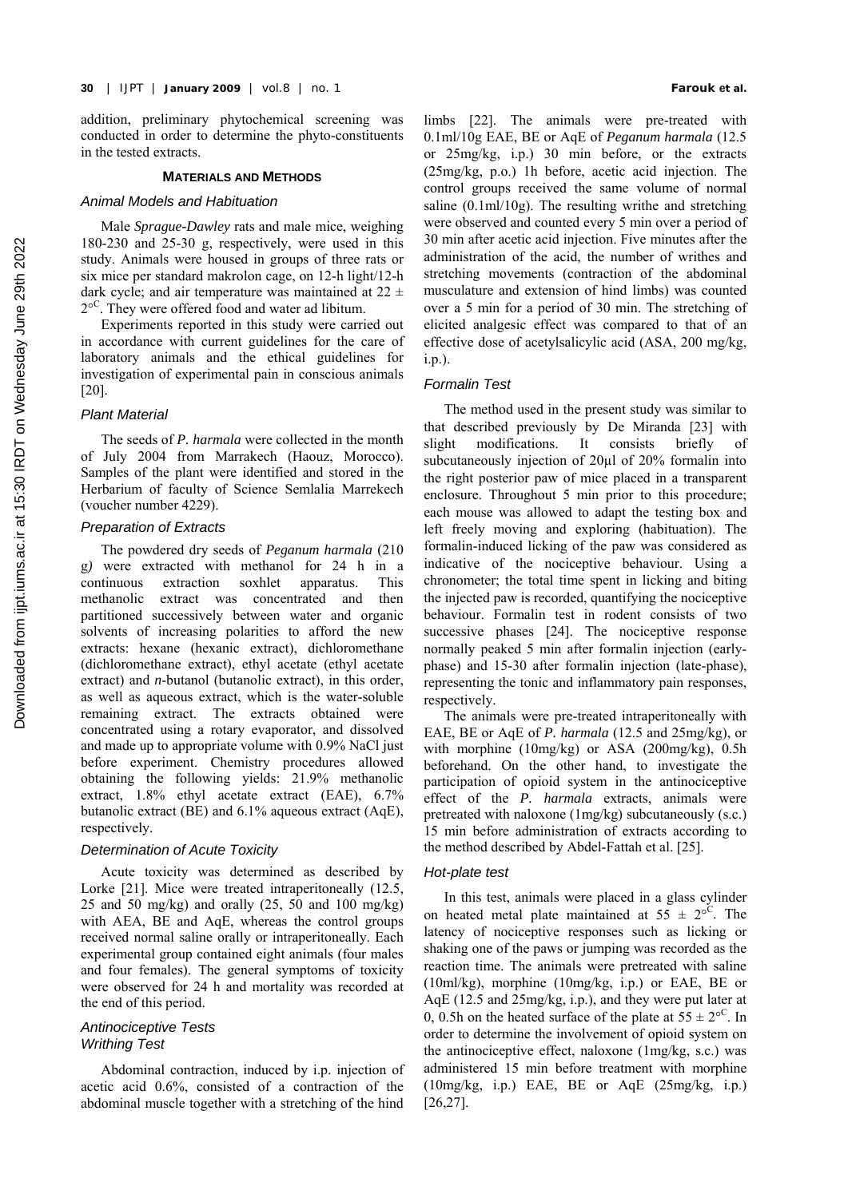addition, preliminary phytochemical screening was conducted in order to determine the phyto-constituents in the tested extracts.

## MATERIALS AND METHODS

### *Animal Models and Habituation*

Male *Sprague-Dawley* rats and male mice, weighing 180-230 and 25-30 g, respectively, were used in this study. Animals were housed in groups of three rats or six mice per standard makrolon cage, on 12-h light/12-h dark cycle; and air temperature was maintained at $22 \pm 2^{\circ C}$. They were offered food and water ad libitum.

Experiments reported in this study were carried out in accordance with current guidelines for the care of laboratory animals and the ethical guidelines for investigation of experimental pain in conscious animals [20].

### *Plant Material*

The seeds of *P. harmala* were collected in the month of July 2004 from Marrakech (Haouz, Morocco). Samples of the plant were identified and stored in the Herbarium of faculty of Science Semlalia Marrekech (voucher number 4229).

### *Preparation of Extracts*

The powdered dry seeds of *Peganum harmala* (210 g*)* were extracted with methanol for 24 h in a continuous extraction soxhlet apparatus. This methanolic extract was concentrated and then partitioned successively between water and organic solvents of increasing polarities to afford the new extracts: hexane (hexanic extract), dichloromethane (dichloromethane extract), ethyl acetate (ethyl acetate extract) and *n*-butanol (butanolic extract), in this order, as well as aqueous extract, which is the water-soluble remaining extract. The extracts obtained were concentrated using a rotary evaporator, and dissolved and made up to appropriate volume with 0.9% NaCl just before experiment. Chemistry procedures allowed obtaining the following yields: 21.9% methanolic extract, 1.8% ethyl acetate extract (EAE), 6.7% butanolic extract (BE) and 6.1% aqueous extract (AqE), respectively.

### *Determination of Acute Toxicity*

Acute toxicity was determined as described by Lorke [21]. Mice were treated intraperitoneally (12.5, 25 and 50 mg/kg) and orally (25, 50 and 100 mg/kg) with AEA, BE and AqE, whereas the control groups received normal saline orally or intraperitoneally. Each experimental group contained eight animals (four males and four females). The general symptoms of toxicity were observed for 24 h and mortality was recorded at the end of this period.

### *Antinociceptive Tests*

### *Writhing Test*

Abdominal contraction, induced by i.p. injection of acetic acid 0.6%, consisted of a contraction of the abdominal muscle together with a stretching of the hind limbs [22]. The animals were pre-treated with 0.1ml/10g EAE, BE or AqE of *Peganum harmala* (12.5 or 25mg/kg, i.p.) 30 min before, or the extracts (25mg/kg, p.o.) 1h before, acetic acid injection. The control groups received the same volume of normal saline (0.1ml/10g). The resulting writhe and stretching were observed and counted every 5 min over a period of 30 min after acetic acid injection. Five minutes after the administration of the acid, the number of writhes and stretching movements (contraction of the abdominal musculature and extension of hind limbs) was counted over a 5 min for a period of 30 min. The stretching of elicited analgesic effect was compared to that of an effective dose of acetylsalicylic acid (ASA, 200 mg/kg, i.p.).

### *Formalin Test*

The method used in the present study was similar to that described previously by De Miranda [23] with slight modifications. It consists briefly of subcutaneously injection of 20µl of 20% formalin into the right posterior paw of mice placed in a transparent enclosure. Throughout 5 min prior to this procedure; each mouse was allowed to adapt the testing box and left freely moving and exploring (habituation). The formalin-induced licking of the paw was considered as indicative of the nociceptive behaviour. Using a chronometer; the total time spent in licking and biting the injected paw is recorded, quantifying the nociceptive behaviour. Formalin test in rodent consists of two successive phases [24]. The nociceptive response normally peaked 5 min after formalin injection (early-phase) and 15-30 after formalin injection (late-phase), representing the tonic and inflammatory pain responses, respectively.

The animals were pre-treated intraperitoneally with EAE, BE or AqE of *P. harmala* (12.5 and 25mg/kg), or with morphine (10mg/kg) or ASA (200mg/kg), 0.5h beforehand. On the other hand, to investigate the participation of opioid system in the antinociceptive effect of the *P. harmala* extracts, animals were pretreated with naloxone (1mg/kg) subcutaneously (s.c.) 15 min before administration of extracts according to the method described by Abdel-Fattah et al. [25].

### *Hot-plate test*

In this test, animals were placed in a glass cylinder on heated metal plate maintained at $55 \pm 2^{\circ C}$. The latency of nociceptive responses such as licking or shaking one of the paws or jumping was recorded as the reaction time. The animals were pretreated with saline (10ml/kg), morphine (10mg/kg, i.p.) or EAE, BE or AqE (12.5 and 25mg/kg, i.p.), and they were put later at 0, 0.5h on the heated surface of the plate at $55 \pm 2^{\circ C}$. In order to determine the involvement of opioid system on the antinociceptive effect, naloxone (1mg/kg, s.c.) was administered 15 min before treatment with morphine (10mg/kg, i.p.) EAE, BE or AqE (25mg/kg, i.p.) [26,27].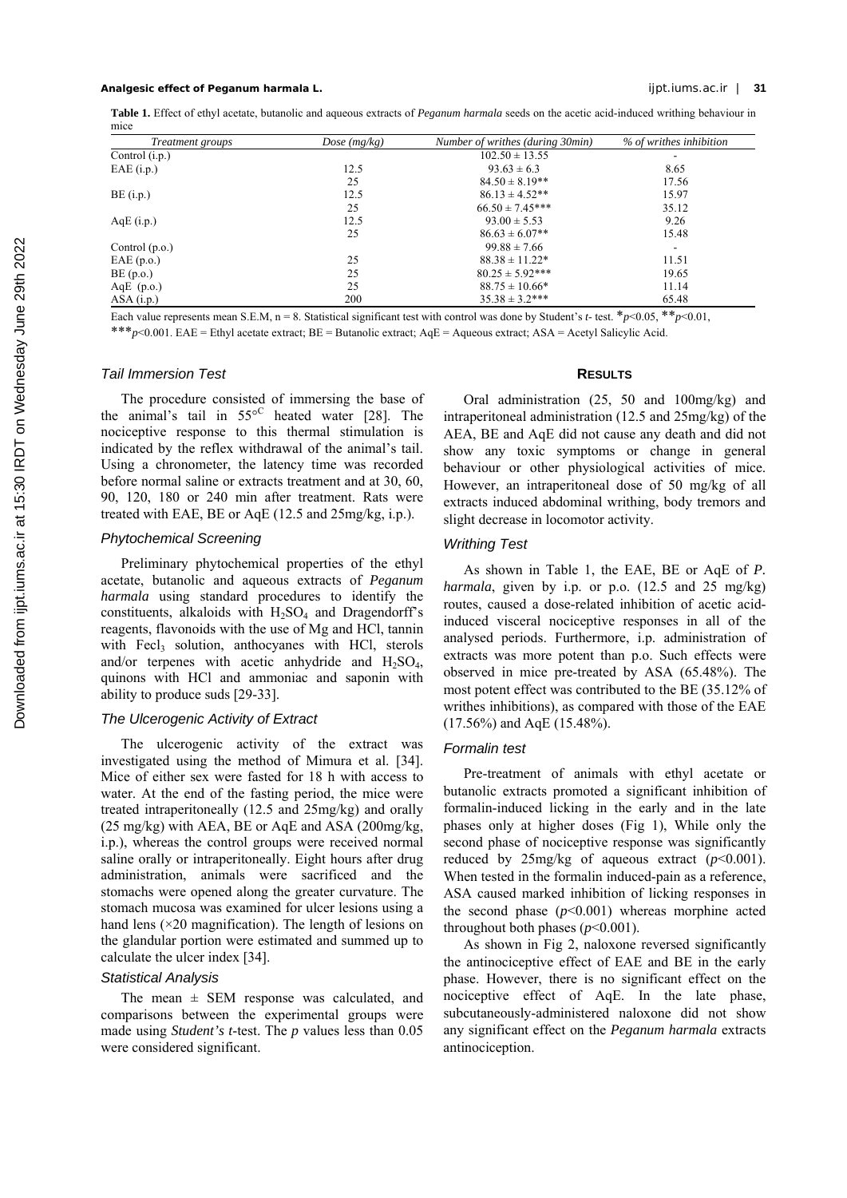**Table 1.** Effect of ethyl acetate, butanolic and aqueous extracts of *Peganum harmala* seeds on the acetic acid-induced writhing behaviour in mice

| *Treatment groups* | *Dose (mg/kg)* | *Number of writhes (during 30min)* | *% of writhes inhibition* |
|---|---|---|---|
| Control (i.p.) | | 102.50 ± 13.55 | - |
| EAE (i.p.) | 12.5 | 93.63 ± 6.3 | 8.65 |
| | 25 | 84.50 ± 8.19** | 17.56 |
| BE (i.p.) | 12.5 | 86.13 ± 4.52** | 15.97 |
| | 25 | 66.50 ± 7.45*** | 35.12 |
| AqE (i.p.) | 12.5 | 93.00 ± 5.53 | 9.26 |
| | 25 | 86.63 ± 6.07** | 15.48 |
| Control (p.o.) | | 99.88 ± 7.66 | - |
| EAE (p.o.) | 25 | 88.38 ± 11.22* | 11.51 |
| BE (p.o.) | 25 | 80.25 ± 5.92*** | 19.65 |
| AqE (p.o.) | 25 | 88.75 ± 10.66* | 11.14 |
| ASA (i.p.) | 200 | 35.38 ± 3.2*** | 65.48 |

Each value represents mean S.E.M, n = 8. Statistical significant test with control was done by Student's *t*- test. *$p<0.05$, **$p<0.01$, ***$p<0.001$. EAE = Ethyl acetate extract; BE = Butanolic extract; AqE = Aqueous extract; ASA = Acetyl Salicylic Acid.

### *Tail Immersion Test*

The procedure consisted of immersing the base of the animal's tail in $55^{\circ C}$ heated water [28]. The nociceptive response to this thermal stimulation is indicated by the reflex withdrawal of the animal's tail. Using a chronometer, the latency time was recorded before normal saline or extracts treatment and at 30, 60, 90, 120, 180 or 240 min after treatment. Rats were treated with EAE, BE or AqE (12.5 and 25mg/kg, i.p.).

### *Phytochemical Screening*

Preliminary phytochemical properties of the ethyl acetate, butanolic and aqueous extracts of *Peganum harmala* using standard procedures to identify the constituents, alkaloids with $H_2SO_4$ and Dragendorff's reagents, flavonoids with the use of Mg and HCl, tannin with $FeCl_3$ solution, anthocyanes with HCl, sterols and/or terpenes with acetic anhydride and $H_2SO_4$, quinons with HCl and ammoniac and saponin with ability to produce suds [29-33].

### *The Ulcerogenic Activity of Extract*

The ulcerogenic activity of the extract was investigated using the method of Mimura et al. [34]. Mice of either sex were fasted for 18 h with access to water. At the end of the fasting period, the mice were treated intraperitoneally (12.5 and 25mg/kg) and orally (25 mg/kg) with AEA, BE or AqE and ASA (200mg/kg, i.p.), whereas the control groups were received normal saline orally or intraperitoneally. Eight hours after drug administration, animals were sacrificed and the stomachs were opened along the greater curvature. The stomach mucosa was examined for ulcer lesions using a hand lens (×20 magnification). The length of lesions on the glandular portion were estimated and summed up to calculate the ulcer index [34].

### *Statistical Analysis*

The mean ± SEM response was calculated, and comparisons between the experimental groups were made using *Student's t*-test. The *p* values less than 0.05 were considered significant.

## RESULTS

Oral administration (25, 50 and 100mg/kg) and intraperitoneal administration (12.5 and 25mg/kg) of the AEA, BE and AqE did not cause any death and did not show any toxic symptoms or change in general behaviour or other physiological activities of mice. However, an intraperitoneal dose of 50 mg/kg of all extracts induced abdominal writhing, body tremors and slight decrease in locomotor activity.

### *Writhing Test*

As shown in Table 1, the EAE, BE or AqE of *P. harmala*, given by i.p. or p.o. (12.5 and 25 mg/kg) routes, caused a dose-related inhibition of acetic acid-induced visceral nociceptive responses in all of the analysed periods. Furthermore, i.p. administration of extracts was more potent than p.o. Such effects were observed in mice pre-treated by ASA (65.48%). The most potent effect was contributed to the BE (35.12% of writhes inhibitions), as compared with those of the EAE (17.56%) and AqE (15.48%).

### *Formalin test*

Pre-treatment of animals with ethyl acetate or butanolic extracts promoted a significant inhibition of formalin-induced licking in the early and in the late phases only at higher doses (Fig 1), While only the second phase of nociceptive response was significantly reduced by 25mg/kg of aqueous extract ($p<0.001$). When tested in the formalin induced-pain as a reference, ASA caused marked inhibition of licking responses in the second phase ($p<0.001$) whereas morphine acted throughout both phases ($p<0.001$).

As shown in Fig 2, naloxone reversed significantly the antinociceptive effect of EAE and BE in the early phase. However, there is no significant effect on the nociceptive effect of AqE. In the late phase, subcutaneously-administered naloxone did not show any significant effect on the *Peganum harmala* extracts antinociception.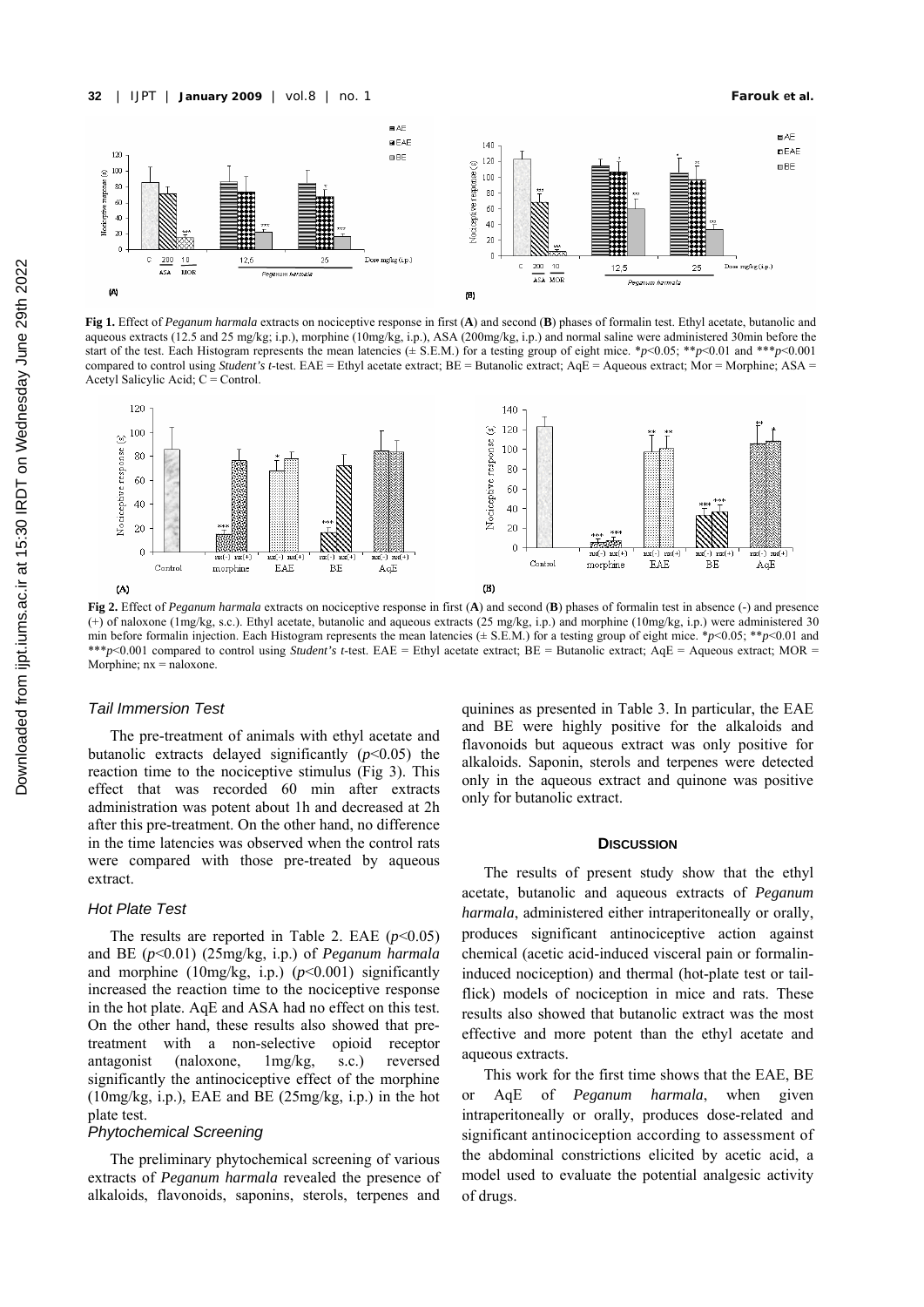**Fig 1.** Effect of *Peganum harmala* extracts on nociceptive response in first (**A**) and second (**B**) phases of formalin test. Ethyl acetate, butanolic and aqueous extracts (12.5 and 25 mg/kg; i.p.), morphine (10mg/kg, i.p.), ASA (200mg/kg, i.p.) and normal saline were administered 30min before the start of the test. Each Histogram represents the mean latencies (± S.E.M.) for a testing group of eight mice. \*$p<0.05$; \*\*$p<0.01$ and \*\*\*$p<0.001$ compared to control using *Student's t*-test. EAE = Ethyl acetate extract; BE = Butanolic extract; AqE = Aqueous extract; Mor = Morphine; ASA = Acetyl Salicylic Acid; C = Control.

**Fig 2.** Effect of *Peganum harmala* extracts on nociceptive response in first (**A**) and second (**B**) phases of formalin test in absence (-) and presence (+) of naloxone (1mg/kg, s.c.). Ethyl acetate, butanolic and aqueous extracts (25 mg/kg, i.p.) and morphine (10mg/kg, i.p.) were administered 30 min before formalin injection. Each Histogram represents the mean latencies (± S.E.M.) for a testing group of eight mice. \*$p<0.05$; \*\*$p<0.01$ and \*\*\*$p<0.001$ compared to control using *Student's t*-test. EAE = Ethyl acetate extract; BE = Butanolic extract; AqE = Aqueous extract; MOR = Morphine; nx = naloxone.

### *Tail Immersion Test*

The pre-treatment of animals with ethyl acetate and butanolic extracts delayed significantly ($p<0.05$) the reaction time to the nociceptive stimulus (Fig 3). This effect that was recorded 60 min after extracts administration was potent about 1h and decreased at 2h after this pre-treatment. On the other hand, no difference in the time latencies was observed when the control rats were compared with those pre-treated by aqueous extract.

### *Hot Plate Test*

The results are reported in Table 2. EAE ($p<0.05$) and BE ($p<0.01$) (25mg/kg, i.p.) of *Peganum harmala* and morphine (10mg/kg, i.p.) ($p<0.001$) significantly increased the reaction time to the nociceptive response in the hot plate. AqE and ASA had no effect on this test. On the other hand, these results also showed that pre-treatment with a non-selective opioid receptor antagonist (naloxone, 1mg/kg, s.c.) reversed significantly the antinociceptive effect of the morphine (10mg/kg, i.p.), EAE and BE (25mg/kg, i.p.) in the hot plate test.

### *Phytochemical Screening*

The preliminary phytochemical screening of various extracts of *Peganum harmala* revealed the presence of alkaloids, flavonoids, saponins, sterols, terpenes and quinines as presented in Table 3. In particular, the EAE and BE were highly positive for the alkaloids and flavonoids but aqueous extract was only positive for alkaloids. Saponin, sterols and terpenes were detected only in the aqueous extract and quinone was positive only for butanolic extract.

## DISCUSSION

The results of present study show that the ethyl acetate, butanolic and aqueous extracts of *Peganum harmala*, administered either intraperitoneally or orally, produces significant antinociceptive action against chemical (acetic acid-induced visceral pain or formalin-induced nociception) and thermal (hot-plate test or tail-flick) models of nociception in mice and rats. These results also showed that butanolic extract was the most effective and more potent than the ethyl acetate and aqueous extracts.

This work for the first time shows that the EAE, BE or AqE of *Peganum harmala*, when given intraperitoneally or orally, produces dose-related and significant antinociception according to assessment of the abdominal constrictions elicited by acetic acid, a model used to evaluate the potential analgesic activity of drugs.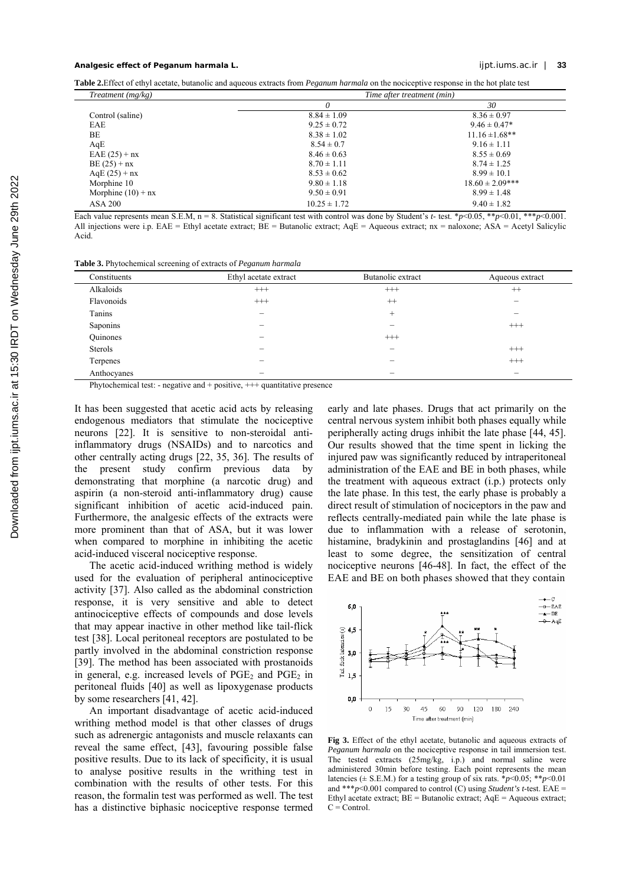**Table 2.** Effect of ethyl acetate, butanolic and aqueous extracts from *Peganum harmala* on the nociceptive response in the hot plate test

| Treatment (mg/kg) | Time after treatment (min) | |
|---|---|---|
| | 0 | 30 |
| Control (saline) | 8.84 ± 1.09 | 8.36 ± 0.97 |
| EAE | 9.25 ± 0.72 | 9.46 ± 0.47* |
| BE | 8.38 ± 1.02 | 11.16 ±1.68** |
| AqE | 8.54 ± 0.7 | 9.16 ± 1.11 |
| EAE (25) + nx | 8.46 ± 0.63 | 8.55 ± 0.69 |
| BE (25) + nx | 8.70 ± 1.11 | 8.74 ± 1.25 |
| AqE (25) + nx | 8.53 ± 0.62 | 8.99 ± 10.1 |
| Morphine 10 | 9.80 ± 1.18 | 18.60 ± 2.09*** |
| Morphine (10) + nx | 9.50 ± 0.91 | 8.99 ± 1.48 |
| ASA 200 | 10.25 ± 1.72 | 9.40 ± 1.82 |

Each value represents mean S.E.M, n = 8. Statistical significant test with control was done by Student's *t*- test. *$p$<0.05, **$p$<0.01, ***$p$<0.001. All injections were i.p. EAE = Ethyl acetate extract; BE = Butanolic extract; AqE = Aqueous extract; nx = naloxone; ASA = Acetyl Salicylic Acid.

**Table 3.** Phytochemical screening of extracts of *Peganum harmala*

| Constituents | Ethyl acetate extract | Butanolic extract | Aqueous extract |
|---|---|---|---|
| Alkaloids | +++ | +++ | ++ |
| Flavonoids | +++ | ++ | − |
| Tanins | − | + | − |
| Saponins | − | − | +++ |
| Quinones | − | +++ | |
| Sterols | − | − | +++ |
| Terpenes | − | − | +++ |
| Anthocyanes | − | − | − |

Phytochemical test: - negative and + positive, +++ quantitative presence

It has been suggested that acetic acid acts by releasing endogenous mediators that stimulate the nociceptive neurons [22]. It is sensitive to non-steroidal anti-inflammatory drugs (NSAIDs) and to narcotics and other centrally acting drugs [22, 35, 36]. The results of the present study confirm previous data by demonstrating that morphine (a narcotic drug) and aspirin (a non-steroid anti-inflammatory drug) cause significant inhibition of acetic acid-induced pain. Furthermore, the analgesic effects of the extracts were more prominent than that of ASA, but it was lower when compared to morphine in inhibiting the acetic acid-induced visceral nociceptive response.

The acetic acid-induced writhing method is widely used for the evaluation of peripheral antinociceptive activity [37]. Also called as the abdominal constriction response, it is very sensitive and able to detect antinociceptive effects of compounds and dose levels that may appear inactive in other method like tail-flick test [38]. Local peritoneal receptors are postulated to be partly involved in the abdominal constriction response [39]. The method has been associated with prostanoids in general, e.g. increased levels of $PGE_2$ and $PGE_2$ in peritoneal fluids [40] as well as lipoxygenase products by some researchers [41, 42].

An important disadvantage of acetic acid-induced writhing method model is that other classes of drugs such as adrenergic antagonists and muscle relaxants can reveal the same effect, [43], favouring possible false positive results. Due to its lack of specificity, it is usual to analyse positive results in the writhing test in combination with the results of other tests. For this reason, the formalin test was performed as well. The test has a distinctive biphasic nociceptive response termed early and late phases. Drugs that act primarily on the central nervous system inhibit both phases equally while peripherally acting drugs inhibit the late phase [44, 45]. Our results showed that the time spent in licking the injured paw was significantly reduced by intraperitoneal administration of the EAE and BE in both phases, while the treatment with aqueous extract (i.p.) protects only the late phase. In this test, the early phase is probably a direct result of stimulation of nociceptors in the paw and reflects centrally-mediated pain while the late phase is due to inflammation with a release of serotonin, histamine, bradykinin and prostaglandins [46] and at least to some degree, the sensitization of central nociceptive neurons [46-48]. In fact, the effect of the EAE and BE on both phases showed that they contain

**Fig 3.** Effect of the ethyl acetate, butanolic and aqueous extracts of *Peganum harmala* on the nociceptive response in tail immersion test. The tested extracts (25mg/kg, i.p.) and normal saline were administered 30min before testing. Each point represents the mean latencies (± S.E.M.) for a testing group of six rats. *$p$<0.05; **$p$<0.01 and ***$p$<0.001 compared to control (C) using *Student's t*-test. EAE = Ethyl acetate extract; BE = Butanolic extract; AqE = Aqueous extract; C = Control.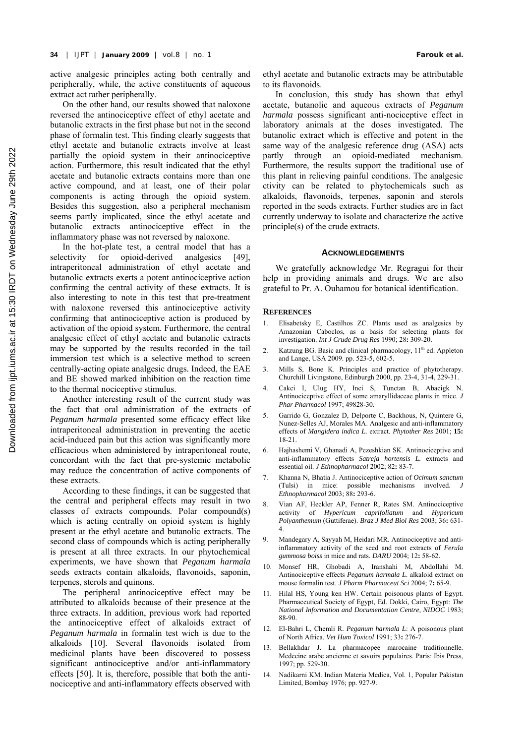active analgesic principles acting both centrally and peripherally, while, the active constituents of aqueous extract act rather peripherally.

On the other hand, our results showed that naloxone reversed the antinociceptive effect of ethyl acetate and butanolic extracts in the first phase but not in the second phase of formalin test. This finding clearly suggests that ethyl acetate and butanolic extracts involve at least partially the opioid system in their antinociceptive action. Furthermore, this result indicated that the ethyl acetate and butanolic extracts contains more than one active compound, and at least, one of their polar components is acting through the opioid system. Besides this suggestion, also a peripheral mechanism seems partly implicated, since the ethyl acetate and butanolic extracts antinociceptive effect in the inflammatory phase was not reversed by naloxone.

In the hot-plate test, a central model that has a selectivity for opioid-derived analgesics [49], intraperitoneal administration of ethyl acetate and butanolic extracts exerts a potent antinociceptive action confirming the central activity of these extracts. It is also interesting to note in this test that pre-treatment with naloxone reversed this antinociceptive activity confirming that antinociceptive action is produced by activation of the opioid system. Furthermore, the central analgesic effect of ethyl acetate and butanolic extracts may be supported by the results recorded in the tail immersion test which is a selective method to screen centrally-acting opiate analgesic drugs. Indeed, the EAE and BE showed marked inhibition on the reaction time to the thermal nociceptive stimulus.

Another interesting result of the current study was the fact that oral administration of the extracts of *Peganum harmala* presented some efficacy effect like intraperitoneal administration in preventing the acetic acid-induced pain but this action was significantly more efficacious when administered by intraperitoneal route, concordant with the fact that pre-systemic metabolic may reduce the concentration of active components of these extracts.

According to these findings, it can be suggested that the central and peripheral effects may result in two classes of extracts compounds. Polar compound(s) which is acting centrally on opioid system is highly present at the ethyl acetate and butanolic extracts. The second class of compounds which is acting peripherally is present at all three extracts. In our phytochemical experiments, we have shown that *Peganum harmala* seeds extracts contain alkaloids, flavonoids, saponin, terpenes, sterols and quinons.

The peripheral antinociceptive effect may be attributed to alkaloids because of their presence at the three extracts. In addition, previous work had reported the antinociceptive effect of alkaloids extract of *Peganum harmala* in formalin test wich is due to the alkaloids [10]. Several flavonoids isolated from medicinal plants have been discovered to possess significant antinociceptive and/or anti-inflammatory effects [50]. It is, therefore, possible that both the anti-nociceptive and anti-inflammatory effects observed with ethyl acetate and butanolic extracts may be attributable to its flavonoids.

In conclusion, this study has shown that ethyl acetate, butanolic and aqueous extracts of *Peganum harmala* possess significant anti-nociceptive effect in laboratory animals at the doses investigated. The butanolic extract which is effective and potent in the same way of the analgesic reference drug (ASA) acts partly through an opioid-mediated mechanism. Furthermore, the results support the traditional use of this plant in relieving painful conditions. The analgesic ctivity can be related to phytochemicals such as alkaloids, flavonoids, terpenes, saponin and sterols reported in the seeds extracts. Further studies are in fact currently underway to isolate and characterize the active principle(s) of the crude extracts.

## ACKNOWLEDGEMENTS

We gratefully acknowledge Mr. Regragui for their help in providing animals and drugs. We are also grateful to Pr. A. Ouhamou for botanical identification.

## REFERENCES

1. Elisabetsky E, Castilhos ZC. Plants used as analgesics by Amazonian Caboclos, as a basis for selecting plants for investigation. *Int J Crude Drug Res* 1990; 28**:** 309-20.
2. Katzung BG. Basic and clinical pharmacology, 11th ed. Appleton and Lange, USA 2009. pp. 523-5, 602-5.
3. Mills S, Bone K. Principles and practice of phytotherapy. Churchill Livingstone, Edinburgh 2000, pp. 23-4, 31-4, 229-31.
4. Cakci I, Ulug HY, Inci S, Tunctan B, Abacigk N. Antinociceptive effect of some amaryllidaceae plants in mice. *J Phar Pharmacol* 1997; 49828-30.
5. Garrido G, Gonzalez D, Delporte C, Backhous, N, Quintere G, Nunez-Selles AJ, Morales MA. Analgesic and anti-inflammatory effects of *Mangidera indica L.* extract. *Phytother Res* 2001; **15:** 18-21.
6. Hajhashemi V, Ghanadi A, Pezeshkian SK. Antinociceptive and anti-inflammatory effects *Satreja hortensis L.* extracts and essential oil. *J Ethnopharmacol* 2002; 82**:** 83-7.
7. Khanna N, Bhatia J. Antinociceptive action of *Ocimum sanctum* (Tulsi) in mice: possible mechanisms involved. *J Ethnopharmacol* 2003; 88**:** 293-6.
8. Vian AF, Heckler AP, Fenner R, Rates SM. Antinociceptive activity of *Hypericum caprifoliatum* and *Hypericum Polyanthemum* (Guttiferae). *Braz J Med Biol Res* 2003; 36**:** 631-4.
9. Mandegary A, Sayyah M, Heidari MR. Antinociceptive and anti-inflammatory activity of the seed and root extracts of *Ferula gummosa boiss* in mice and rats. *DARU* 2004; 12**:** 58-62.
10. Monsef HR, Ghobadi A, Iranshahi M, Abdollahi M. Antinociceptive effects *Peganum harmala L.* alkaloid extract on mouse formalin test. *J Pharm Pharmaceut Sci* 2004; 7**:** 65-9.
11. Hilal HS, Young ken HW. Certain poisonous plants of Egypt. Pharmaceutical Society of Egypt, Ed. Dokki, Cairo, Egypt: *The National Information and Documentation Centre, NIDOC* 1983; 88-90.
12. El-Bahri L, Chemli R. *Peganum harmala L*: A poisonous plant of North Africa. *Vet Hum Toxicol* 1991; 33**:** 276-7.
13. Bellakhdar J. La pharmacopee marocaine traditionnelle. Medecine arabe ancienne et savoirs populaires. Paris: Ibis Press, 1997; pp. 529-30.
14. Nadikarni KM. Indian Materia Medica, Vol. 1, Popular Pakistan Limited, Bombay 1976; pp. 927-9.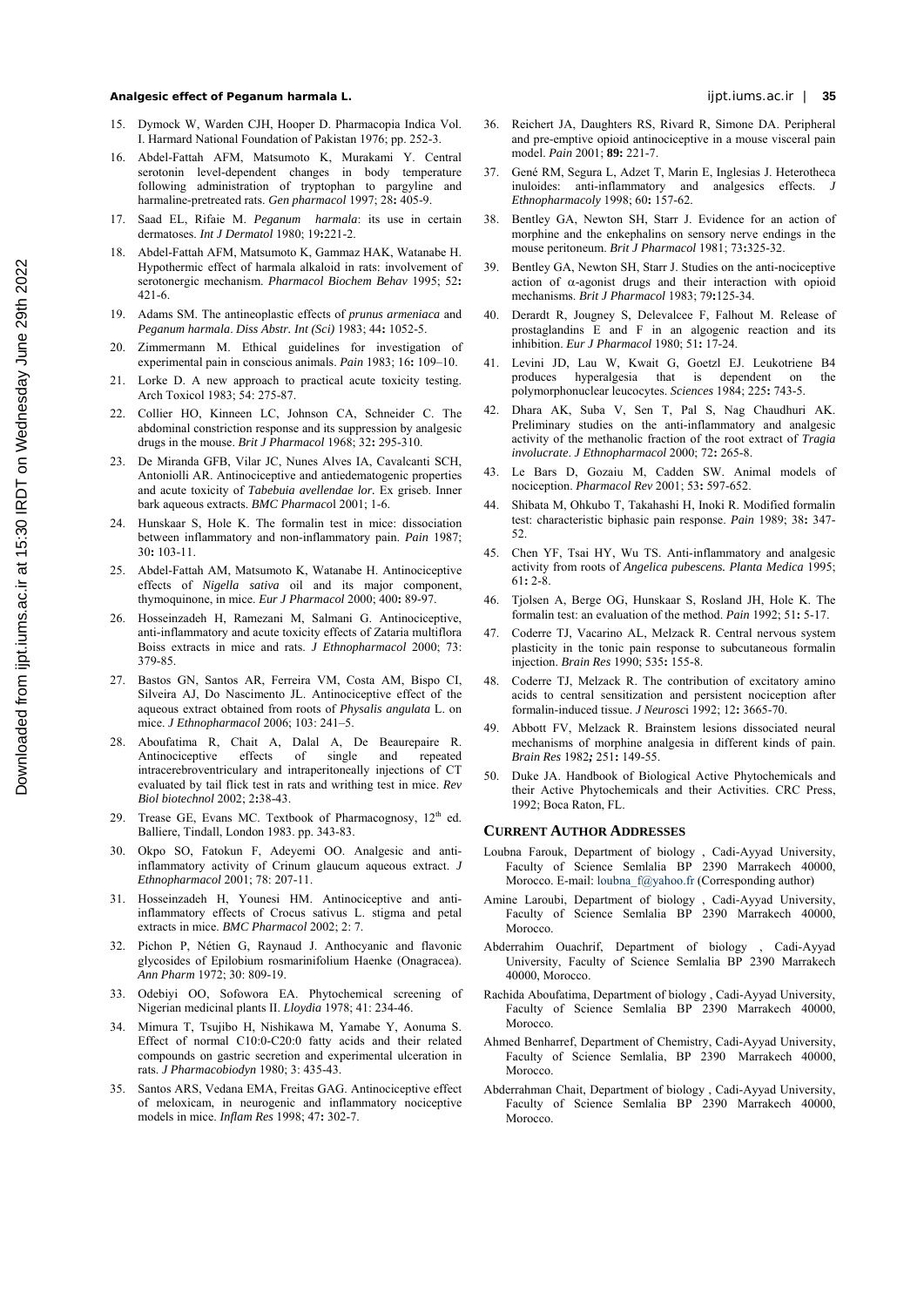15. Dymock W, Warden CJH, Hooper D. Pharmacopia Indica Vol. I. Harmard National Foundation of Pakistan 1976; pp. 252-3.
16. Abdel-Fattah AFM, Matsumoto K, Murakami Y. Central serotonin level-dependent changes in body temperature following administration of tryptophan to pargyline and harmaline-pretreated rats. *Gen pharmacol* 1997; 28**:** 405-9.
17. Saad EL, Rifaie M. *Peganum harmala*: its use in certain dermatoses. *Int J Dermatol* 1980; 19**:**221-2.
18. Abdel-Fattah AFM, Matsumoto K, Gammaz HAK, Watanabe H. Hypothermic effect of harmala alkaloid in rats: involvement of serotonergic mechanism. *Pharmacol Biochem Behav* 1995; 52**:** 421-6.
19. Adams SM. The antineoplastic effects of *prunus armeniaca* and *Peganum harmala*. *Diss Abstr. Int (Sci)* 1983; 44**:** 1052-5.
20. Zimmermann M. Ethical guidelines for investigation of experimental pain in conscious animals. *Pain* 1983; 16**:** 109–10.
21. Lorke D. A new approach to practical acute toxicity testing. Arch Toxicol 1983; 54: 275-87.
22. Collier HO, Kinneen LC, Johnson CA, Schneider C. The abdominal constriction response and its suppression by analgesic drugs in the mouse. *Brit J Pharmacol* 1968; 32**:** 295-310.
23. De Miranda GFB, Vilar JC, Nunes Alves IA, Cavalcanti SCH, Antoniolli AR. Antinociceptive and antiedematogenic properties and acute toxicity of *Tabebuia avellendae lor*. Ex griseb. Inner bark aqueous extracts. *BMC Pharmaco*l 2001; 1-6.
24. Hunskaar S, Hole K. The formalin test in mice: dissociation between inflammatory and non-inflammatory pain. *Pain* 1987; 30**:** 103-11.
25. Abdel-Fattah AM, Matsumoto K, Watanabe H. Antinociceptive effects of *Nigella sativa* oil and its major component, thymoquinone, in mice. *Eur J Pharmacol* 2000; 400**:** 89-97.
26. Hosseinzadeh H, Ramezani M, Salmani G. Antinociceptive, anti-inflammatory and acute toxicity effects of Zataria multiflora Boiss extracts in mice and rats. *J Ethnopharmacol* 2000; 73: 379-85.
27. Bastos GN, Santos AR, Ferreira VM, Costa AM, Bispo CI, Silveira AJ, Do Nascimento JL. Antinociceptive effect of the aqueous extract obtained from roots of *Physalis angulata* L. on mice. *J Ethnopharmacol* 2006; 103: 241–5.
28. Aboufatima R, Chait A, Dalal A, De Beaurepaire R. Antinociceptive effects of single and repeated intracerebroventricularly and intraperitoneally injections of CT evaluated by tail flick test in rats and writhing test in mice. *Rev Biol biotechnol* 2002; 2**:**38-43.
29. Trease GE, Evans MC. Textbook of Pharmacognosy, 12th ed. Balliere, Tindall, London 1983. pp. 343-83.
30. Okpo SO, Fatokun F, Adeyemi OO. Analgesic and anti-inflammatory activity of Crinum glaucum aqueous extract. *J Ethnopharmacol* 2001; 78: 207-11.
31. Hosseinzadeh H, Younesi HM. Antinociceptive and anti-inflammatory effects of Crocus sativus L. stigma and petal extracts in mice. *BMC Pharmacol* 2002; 2: 7.
32. Pichon P, Nétien G, Raynaud J. Anthocyanic and flavonic glycosides of Epilobium rosmarinifolium Haenke (Onagracea). *Ann Pharm* 1972; 30: 809-19.
33. Odebiyi OO, Sofowora EA. Phytochemical screening of Nigerian medicinal plants II. *Lloydia* 1978; 41: 234-46.
34. Mimura T, Tsujibo H, Nishikawa M, Yamabe Y, Aonuma S. Effect of normal C10:0-C20:0 fatty acids and their related compounds on gastric secretion and experimental ulceration in rats. *J Pharmacobiodyn* 1980; 3: 435-43.
35. Santos ARS, Vedana EMA, Freitas GAG. Antinociceptive effect of meloxicam, in neurogenic and inflammatory nociceptive models in mice. *Inflam Res* 1998; 47**:** 302-7.
36. Reichert JA, Daughters RS, Rivard R, Simone DA. Peripheral and pre-emptive opioid antinociceptive in a mouse visceral pain model. *Pain* 2001; **89:** 221-7.
37. Gené RM, Segura L, Adzet T, Marin E, Inglesias J. Heterotheca inuloides: anti-inflammatory and analgesics effects. *J Ethnopharmacoly* 1998; 60**:** 157-62.
38. Bentley GA, Newton SH, Starr J. Evidence for an action of morphine and the enkephalins on sensory nerve endings in the mouse peritoneum. *Brit J Pharmacol* 1981; 73**:**325-32.
39. Bentley GA, Newton SH, Starr J. Studies on the anti-nociceptive action of α-agonist drugs and their interaction with opioid mechanisms. *Brit J Pharmacol* 1983; 79**:**125-34.
40. Derardt R, Jougney S, Delevalcee F, Falhout M. Release of prostaglandins E and F in an algogenic reaction and its inhibition. *Eur J Pharmacol* 1980; 51**:** 17-24.
41. Levini JD, Lau W, Kwait G, Goetzl EJ. Leukotriene B4 produces hyperalgesia that is dependent on the polymorphonuclear leucocytes. *Sciences* 1984; 225**:** 743-5.
42. Dhara AK, Suba V, Sen T, Pal S, Nag Chaudhuri AK. Preliminary studies on the anti-inflammatory and analgesic activity of the methanolic fraction of the root extract of *Tragia involucrate*. *J Ethnopharmacol* 2000; 72**:** 265-8.
43. Le Bars D, Gozaiu M, Cadden SW. Animal models of nociception. *Pharmacol Rev* 2001; 53**:** 597-652.
44. Shibata M, Ohkubo T, Takahashi H, Inoki R. Modified formalin test: characteristic biphasic pain response. *Pain* 1989; 38**:** 347-52.
45. Chen YF, Tsai HY, Wu TS. Anti-inflammatory and analgesic activity from roots of *Angelica pubescens. Planta Medica* 1995; 61**:** 2-8.
46. Tjolsen A, Berge OG, Hunskaar S, Rosland JH, Hole K. The formalin test: an evaluation of the method. *Pain* 1992; 51**:** 5-17.
47. Coderre TJ, Vacarino AL, Melzack R. Central nervous system plasticity in the tonic pain response to subcutaneous formalin injection. *Brain Res* 1990; 535**:** 155-8.
48. Coderre TJ, Melzack R. The contribution of excitatory amino acids to central sensitization and persistent nociception after formalin-induced tissue. *J Neurosc*i 1992; 12**:** 3665-70.
49. Abbott FV, Melzack R. Brainstem lesions dissociated neural mechanisms of morphine analgesia in different kinds of pain. *Brain Res* 1982*;* 251**:** 149-55.
50. Duke JA. Handbook of Biological Active Phytochemicals and their Active Phytochemicals and their Activities. CRC Press, 1992; Boca Raton, FL.

## CURRENT AUTHOR ADDRESSES

Loubna Farouk, Department of biology , Cadi-Ayyad University, Faculty of Science Semlalia BP 2390 Marrakech 40000, Morocco. E-mail: loubna_f@yahoo.fr (Corresponding author)

Amine Laroubi, Department of biology , Cadi-Ayyad University, Faculty of Science Semlalia BP 2390 Marrakech 40000, Morocco.

Abderrahim Ouachrif, Department of biology , Cadi-Ayyad University, Faculty of Science Semlalia BP 2390 Marrakech 40000, Morocco.

Rachida Aboufatima, Department of biology , Cadi-Ayyad University, Faculty of Science Semlalia BP 2390 Marrakech 40000, Morocco.

Ahmed Benharref, Department of Chemistry, Cadi-Ayyad University, Faculty of Science Semlalia, BP 2390 Marrakech 40000, Morocco.

Abderrahman Chait, Department of biology , Cadi-Ayyad University, Faculty of Science Semlalia BP 2390 Marrakech 40000, Morocco.